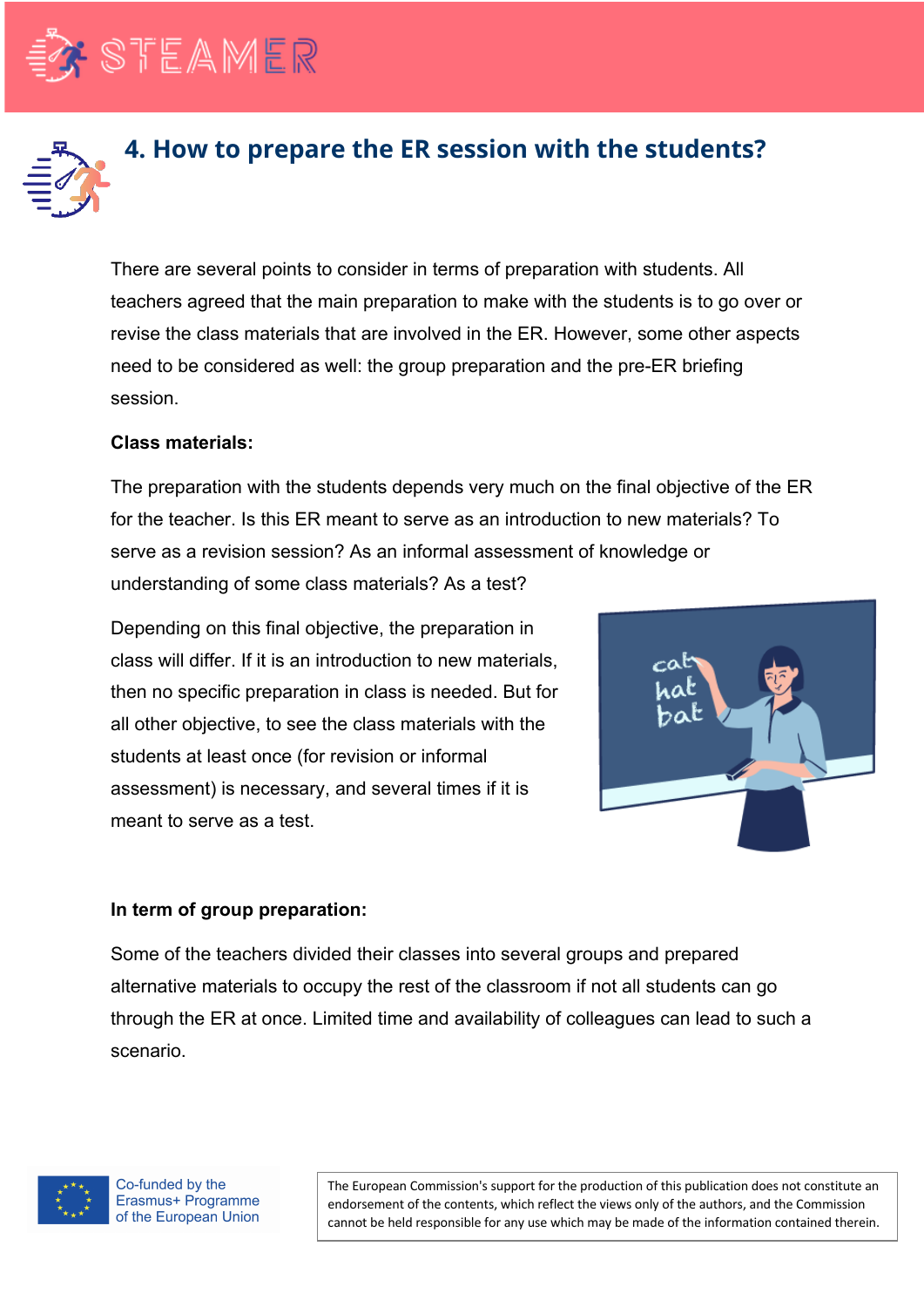## 4. How to prepare the ER session with the students?

There are several points to consider in terms of preparation with students. All teachers agreed that the main preparation to make with the students is to go over or revise the class materials that are involved in the ER. However, some other aspects need to be considered as well: the group preparation and the pre-ER briefing session.

**Class materials:**

The preparation with the students depends very much on the final objective of the ER for the teacher. Is this ER meant to serve as an introduction to new materials? To serve as a revision session? As an informal assessment of knowledge or understanding of some class materials? As a test?

Depending on this final objective, the preparation in class will differ. If it is an introduction to new materials, then no specific preparation in class is needed. But for all other objective, to see the class materials with the students at least once (for revision or informal assessment) is necessary, and several times if it is meant to serve as a test.

**In term of group preparation:**

Some of the teachers divided their classes into several groups and prepared alternative materials to occupy the rest of the classroom if not all students can go through the ER at once. Limited time and availability of colleagues can lead to such a scenario.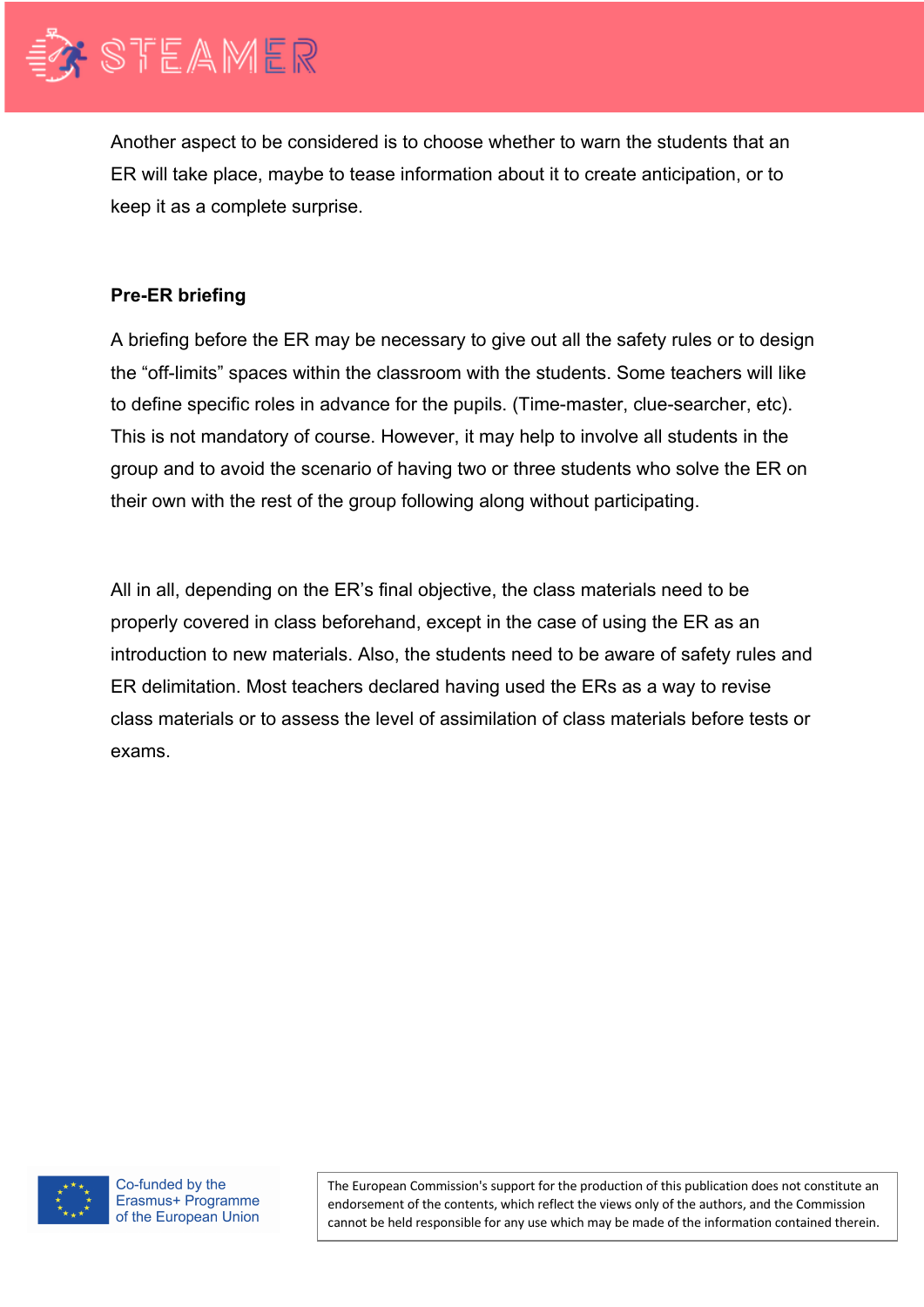Another aspect to be considered is to choose whether to warn the students that an ER will take place, maybe to tease information about it to create anticipation, or to keep it as a complete surprise.

**Pre-ER briefing**

A briefing before the ER may be necessary to give out all the safety rules or to design the "off-limits" spaces within the classroom with the students. Some teachers will like to define specific roles in advance for the pupils. (Time-master, clue-searcher, etc). This is not mandatory of course. However, it may help to involve all students in the group and to avoid the scenario of having two or three students who solve the ER on their own with the rest of the group following along without participating.

All in all, depending on the ER's final objective, the class materials need to be properly covered in class beforehand, except in the case of using the ER as an introduction to new materials. Also, the students need to be aware of safety rules and ER delimitation. Most teachers declared having used the ERs as a way to revise class materials or to assess the level of assimilation of class materials before tests or exams.